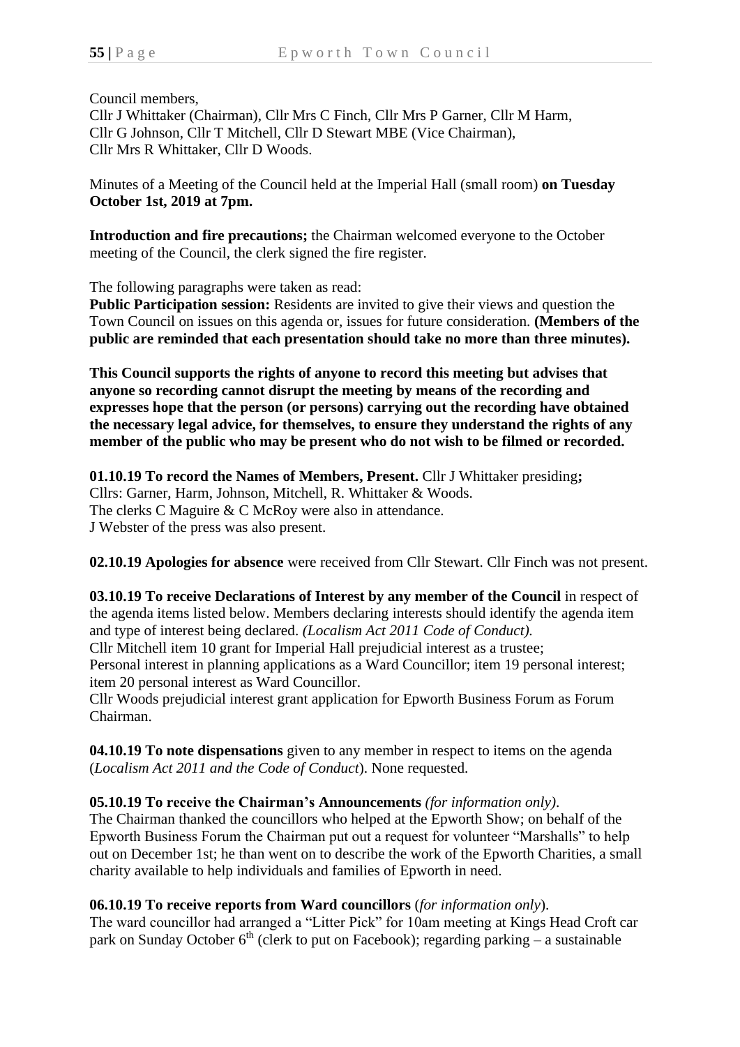Council members,
Cllr J Whittaker (Chairman), Cllr Mrs C Finch, Cllr Mrs P Garner, Cllr M Harm,
Cllr G Johnson, Cllr T Mitchell, Cllr D Stewart MBE (Vice Chairman),
Cllr Mrs R Whittaker, Cllr D Woods.

Minutes of a Meeting of the Council held at the Imperial Hall (small room) **on Tuesday October 1st, 2019 at 7pm.**

**Introduction and fire precautions;** the Chairman welcomed everyone to the October meeting of the Council, the clerk signed the fire register.

The following paragraphs were taken as read:
**Public Participation session:** Residents are invited to give their views and question the Town Council on issues on this agenda or, issues for future consideration. **(Members of the public are reminded that each presentation should take no more than three minutes).**

**This Council supports the rights of anyone to record this meeting but advises that anyone so recording cannot disrupt the meeting by means of the recording and expresses hope that the person (or persons) carrying out the recording have obtained the necessary legal advice, for themselves, to ensure they understand the rights of any member of the public who may be present who do not wish to be filmed or recorded.**

**01.10.19 To record the Names of Members, Present.** Cllr J Whittaker presiding**;**
Cllrs: Garner, Harm, Johnson, Mitchell, R. Whittaker & Woods.
The clerks C Maguire & C McRoy were also in attendance.
J Webster of the press was also present.

**02.10.19 Apologies for absence** were received from Cllr Stewart. Cllr Finch was not present.

**03.10.19 To receive Declarations of Interest by any member of the Council** in respect of the agenda items listed below. Members declaring interests should identify the agenda item and type of interest being declared. *(Localism Act 2011 Code of Conduct).*
Cllr Mitchell item 10 grant for Imperial Hall prejudicial interest as a trustee;
Personal interest in planning applications as a Ward Councillor; item 19 personal interest; item 20 personal interest as Ward Councillor.
Cllr Woods prejudicial interest grant application for Epworth Business Forum as Forum Chairman.

**04.10.19 To note dispensations** given to any member in respect to items on the agenda (*Localism Act 2011 and the Code of Conduct*). None requested.

**05.10.19 To receive the Chairman's Announcements** *(for information only)*.
The Chairman thanked the councillors who helped at the Epworth Show; on behalf of the Epworth Business Forum the Chairman put out a request for volunteer "Marshalls" to help out on December 1st; he than went on to describe the work of the Epworth Charities, a small charity available to help individuals and families of Epworth in need.

**06.10.19 To receive reports from Ward councillors** (*for information only*).
The ward councillor had arranged a "Litter Pick" for 10am meeting at Kings Head Croft car park on Sunday October 6th (clerk to put on Facebook); regarding parking – a sustainable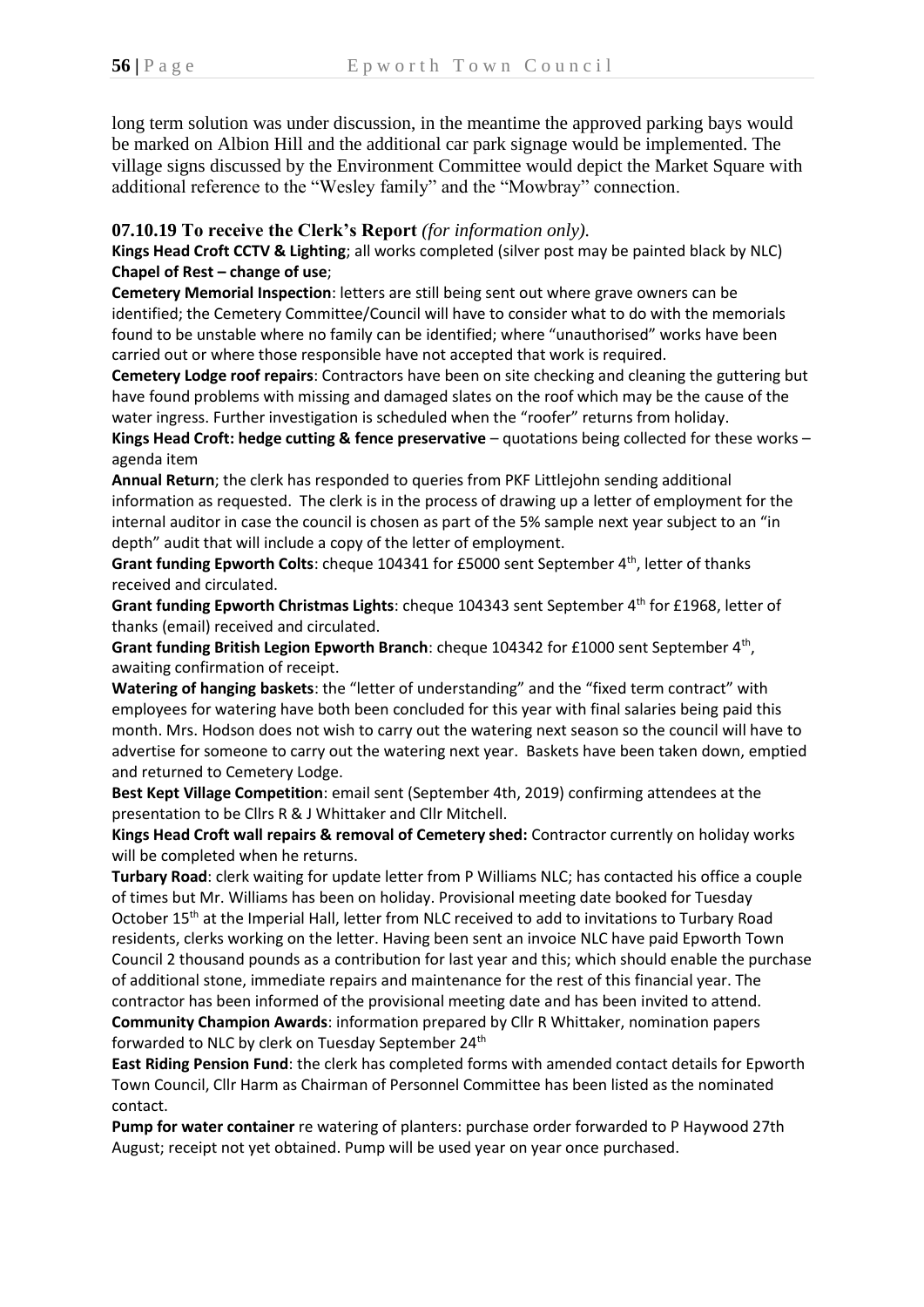long term solution was under discussion, in the meantime the approved parking bays would be marked on Albion Hill and the additional car park signage would be implemented. The village signs discussed by the Environment Committee would depict the Market Square with additional reference to the "Wesley family" and the "Mowbray" connection.

### 07.10.19 To receive the Clerk's Report *(for information only).*

**Kings Head Croft CCTV & Lighting**; all works completed (silver post may be painted black by NLC)

**Chapel of Rest – change of use**;

**Cemetery Memorial Inspection**: letters are still being sent out where grave owners can be identified; the Cemetery Committee/Council will have to consider what to do with the memorials found to be unstable where no family can be identified; where "unauthorised" works have been carried out or where those responsible have not accepted that work is required.

**Cemetery Lodge roof repairs**: Contractors have been on site checking and cleaning the guttering but have found problems with missing and damaged slates on the roof which may be the cause of the water ingress. Further investigation is scheduled when the "roofer" returns from holiday.

**Kings Head Croft: hedge cutting & fence preservative** – quotations being collected for these works – agenda item

**Annual Return**; the clerk has responded to queries from PKF Littlejohn sending additional information as requested. The clerk is in the process of drawing up a letter of employment for the internal auditor in case the council is chosen as part of the 5% sample next year subject to an "in depth" audit that will include a copy of the letter of employment.

**Grant funding Epworth Colts**: cheque 104341 for £5000 sent September 4th, letter of thanks received and circulated.

**Grant funding Epworth Christmas Lights**: cheque 104343 sent September 4th for £1968, letter of thanks (email) received and circulated.

**Grant funding British Legion Epworth Branch**: cheque 104342 for £1000 sent September 4th, awaiting confirmation of receipt.

**Watering of hanging baskets**: the "letter of understanding" and the "fixed term contract" with employees for watering have both been concluded for this year with final salaries being paid this month. Mrs. Hodson does not wish to carry out the watering next season so the council will have to advertise for someone to carry out the watering next year. Baskets have been taken down, emptied and returned to Cemetery Lodge.

**Best Kept Village Competition**: email sent (September 4th, 2019) confirming attendees at the presentation to be Cllrs R & J Whittaker and Cllr Mitchell.

**Kings Head Croft wall repairs & removal of Cemetery shed:** Contractor currently on holiday works will be completed when he returns.

**Turbary Road**: clerk waiting for update letter from P Williams NLC; has contacted his office a couple of times but Mr. Williams has been on holiday. Provisional meeting date booked for Tuesday October 15th at the Imperial Hall, letter from NLC received to add to invitations to Turbary Road residents, clerks working on the letter. Having been sent an invoice NLC have paid Epworth Town Council 2 thousand pounds as a contribution for last year and this; which should enable the purchase of additional stone, immediate repairs and maintenance for the rest of this financial year. The contractor has been informed of the provisional meeting date and has been invited to attend.

**Community Champion Awards**: information prepared by Cllr R Whittaker, nomination papers forwarded to NLC by clerk on Tuesday September 24th

**East Riding Pension Fund**: the clerk has completed forms with amended contact details for Epworth Town Council, Cllr Harm as Chairman of Personnel Committee has been listed as the nominated contact.

**Pump for water container** re watering of planters: purchase order forwarded to P Haywood 27th August; receipt not yet obtained. Pump will be used year on year once purchased.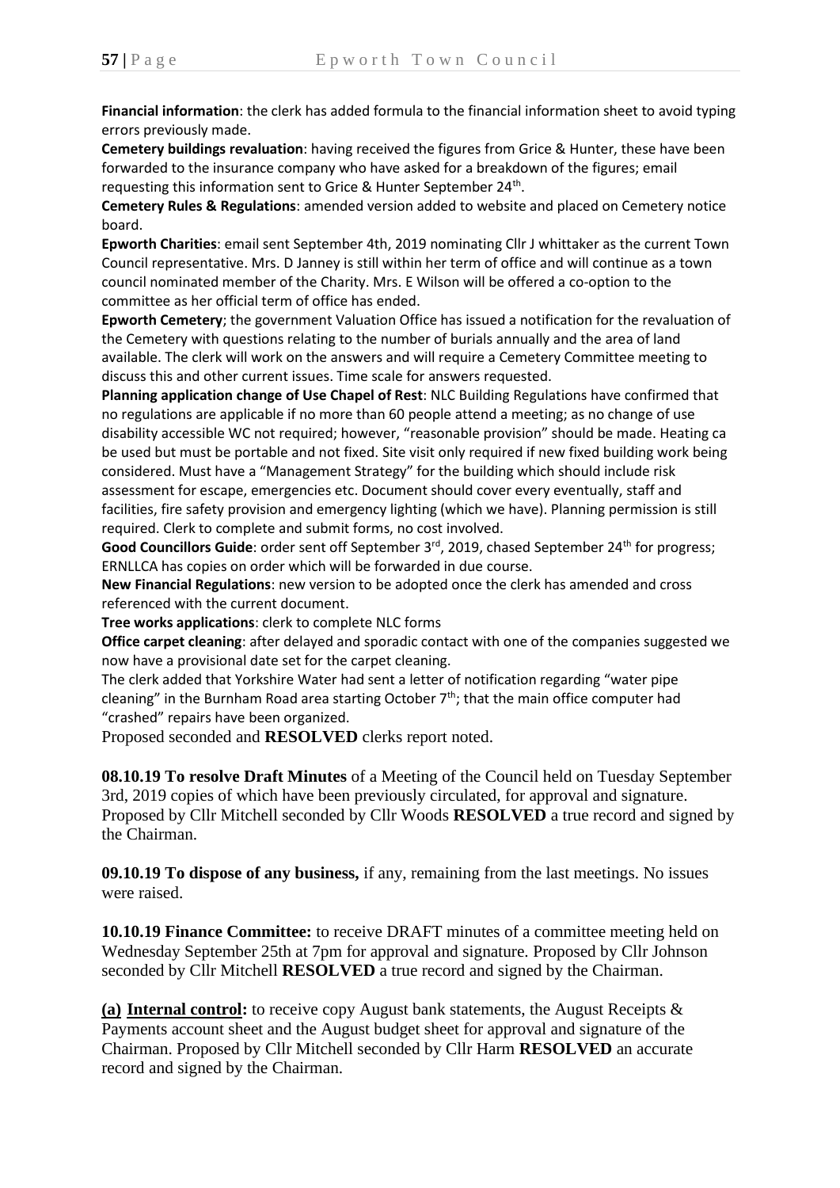**Financial information**: the clerk has added formula to the financial information sheet to avoid typing errors previously made.

**Cemetery buildings revaluation**: having received the figures from Grice & Hunter, these have been forwarded to the insurance company who have asked for a breakdown of the figures; email requesting this information sent to Grice & Hunter September 24th.

**Cemetery Rules & Regulations**: amended version added to website and placed on Cemetery notice board.

**Epworth Charities**: email sent September 4th, 2019 nominating Cllr J whittaker as the current Town Council representative. Mrs. D Janney is still within her term of office and will continue as a town council nominated member of the Charity. Mrs. E Wilson will be offered a co-option to the committee as her official term of office has ended.

**Epworth Cemetery**; the government Valuation Office has issued a notification for the revaluation of the Cemetery with questions relating to the number of burials annually and the area of land available. The clerk will work on the answers and will require a Cemetery Committee meeting to discuss this and other current issues. Time scale for answers requested.

**Planning application change of Use Chapel of Rest**: NLC Building Regulations have confirmed that no regulations are applicable if no more than 60 people attend a meeting; as no change of use disability accessible WC not required; however, "reasonable provision" should be made. Heating ca be used but must be portable and not fixed. Site visit only required if new fixed building work being considered. Must have a "Management Strategy" for the building which should include risk assessment for escape, emergencies etc. Document should cover every eventually, staff and facilities, fire safety provision and emergency lighting (which we have). Planning permission is still required. Clerk to complete and submit forms, no cost involved.

**Good Councillors Guide**: order sent off September 3rd, 2019, chased September 24th for progress; ERNLLCA has copies on order which will be forwarded in due course.

**New Financial Regulations**: new version to be adopted once the clerk has amended and cross referenced with the current document.

**Tree works applications**: clerk to complete NLC forms

**Office carpet cleaning**: after delayed and sporadic contact with one of the companies suggested we now have a provisional date set for the carpet cleaning.

The clerk added that Yorkshire Water had sent a letter of notification regarding "water pipe cleaning" in the Burnham Road area starting October 7th; that the main office computer had "crashed" repairs have been organized.

Proposed seconded and **RESOLVED** clerks report noted.

**08.10.19 To resolve Draft Minutes** of a Meeting of the Council held on Tuesday September 3rd, 2019 copies of which have been previously circulated, for approval and signature. Proposed by Cllr Mitchell seconded by Cllr Woods **RESOLVED** a true record and signed by the Chairman.

**09.10.19 To dispose of any business,** if any, remaining from the last meetings. No issues were raised.

**10.10.19 Finance Committee:** to receive DRAFT minutes of a committee meeting held on Wednesday September 25th at 7pm for approval and signature. Proposed by Cllr Johnson seconded by Cllr Mitchell **RESOLVED** a true record and signed by the Chairman.

**(a) Internal control:** to receive copy August bank statements, the August Receipts & Payments account sheet and the August budget sheet for approval and signature of the Chairman. Proposed by Cllr Mitchell seconded by Cllr Harm **RESOLVED** an accurate record and signed by the Chairman.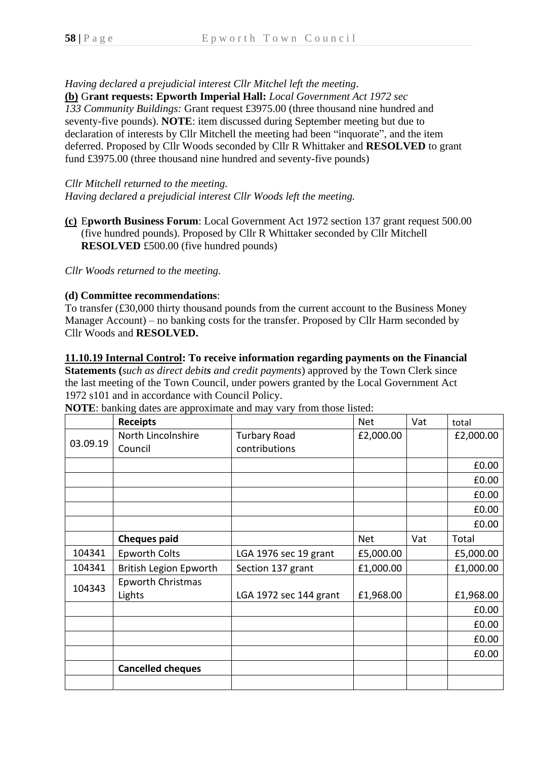*Having declared a prejudicial interest Cllr Mitchel left the meeting*.

**(b)** G**rant requests: Epworth Imperial Hall:** *Local Government Act 1972 sec 133 Community Buildings:* Grant request £3975.00 (three thousand nine hundred and seventy-five pounds). **NOTE**: item discussed during September meeting but due to declaration of interests by Cllr Mitchell the meeting had been "inquorate", and the item deferred. Proposed by Cllr Woods seconded by Cllr R Whittaker and **RESOLVED** to grant fund £3975.00 (three thousand nine hundred and seventy-five pounds)

*Cllr Mitchell returned to the meeting.*
*Having declared a prejudicial interest Cllr Woods left the meeting.*

**(c)** E**pworth Business Forum**: Local Government Act 1972 section 137 grant request 500.00 (five hundred pounds). Proposed by Cllr R Whittaker seconded by Cllr Mitchell **RESOLVED** £500.00 (five hundred pounds)

*Cllr Woods returned to the meeting.*

**(d) Committee recommendations**:
To transfer (£30,000 thirty thousand pounds from the current account to the Business Money Manager Account) – no banking costs for the transfer. Proposed by Cllr Harm seconded by Cllr Woods and **RESOLVED.**

**11.10.19 Internal Control: To receive information regarding payments on the Financial Statements (***such as direct debits and credit payments*) approved by the Town Clerk since the last meeting of the Town Council, under powers granted by the Local Government Act 1972 s101 and in accordance with Council Policy.

**NOTE**: banking dates are approximate and may vary from those listed:

| | **Receipts** | | Net | Vat | total |
|---|---|---|---|---|---|
| 03.09.19 | North Lincolnshire Council | Turbary Road contributions | £2,000.00 | | £2,000.00 |
| | | | | | £0.00 |
| | | | | | £0.00 |
| | | | | | £0.00 |
| | | | | | £0.00 |
| | | | | | £0.00 |
| | **Cheques paid** | | Net | Vat | Total |
| 104341 | Epworth Colts | LGA 1976 sec 19 grant | £5,000.00 | | £5,000.00 |
| 104341 | British Legion Epworth | Section 137 grant | £1,000.00 | | £1,000.00 |
| 104343 | Epworth Christmas Lights | LGA 1972 sec 144 grant | £1,968.00 | | £1,968.00 |
| | | | | | £0.00 |
| | | | | | £0.00 |
| | | | | | £0.00 |
| | | | | | £0.00 |
| | **Cancelled cheques** | | | | |
| | | | | | |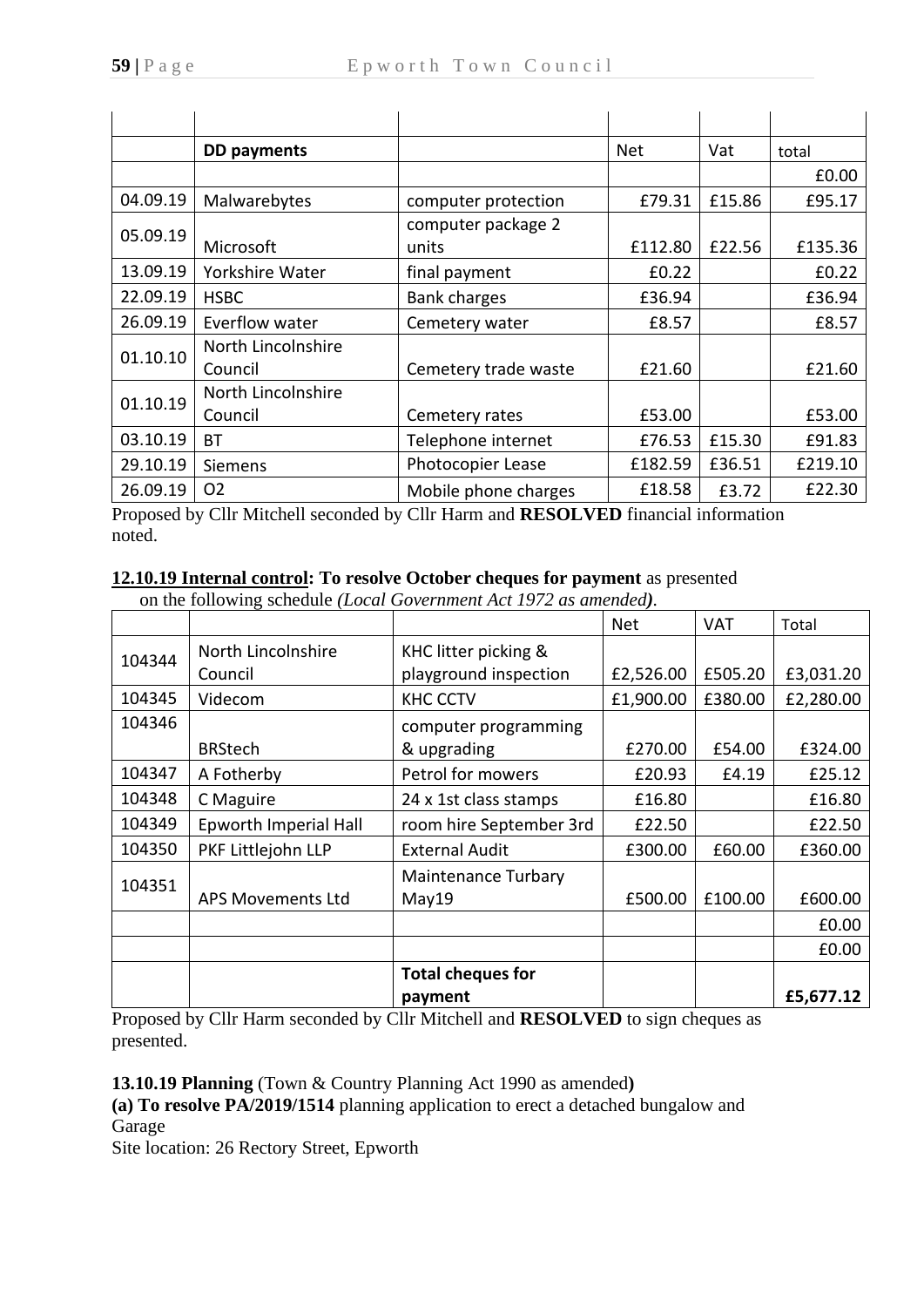| | DD payments | | Net | Vat | total |
|---|---|---|---|---|---|
| | | | | | £0.00 |
| 04.09.19 | Malwarebytes | computer protection | £79.31 | £15.86 | £95.17 |
| 05.09.19 | Microsoft | computer package 2 units | £112.80 | £22.56 | £135.36 |
| 13.09.19 | Yorkshire Water | final payment | £0.22 | | £0.22 |
| 22.09.19 | HSBC | Bank charges | £36.94 | | £36.94 |
| 26.09.19 | Everflow water | Cemetery water | £8.57 | | £8.57 |
| 01.10.10 | North Lincolnshire Council | Cemetery trade waste | £21.60 | | £21.60 |
| 01.10.19 | North Lincolnshire Council | Cemetery rates | £53.00 | | £53.00 |
| 03.10.19 | BT | Telephone internet | £76.53 | £15.30 | £91.83 |
| 29.10.19 | Siemens | Photocopier Lease | £182.59 | £36.51 | £219.10 |
| 26.09.19 | O2 | Mobile phone charges | £18.58 | £3.72 | £22.30 |

Proposed by Cllr Mitchell seconded by Cllr Harm and **RESOLVED** financial information noted.

**12.10.19 Internal control: To resolve October cheques for payment** as presented on the following schedule *(Local Government Act 1972 as amended)*.

| | | | Net | VAT | Total |
|---|---|---|---|---|---|
| 104344 | North Lincolnshire Council | KHC litter picking & playground inspection | £2,526.00 | £505.20 | £3,031.20 |
| 104345 | Videcom | KHC CCTV | £1,900.00 | £380.00 | £2,280.00 |
| 104346 | BRStech | computer programming & upgrading | £270.00 | £54.00 | £324.00 |
| 104347 | A Fotherby | Petrol for mowers | £20.93 | £4.19 | £25.12 |
| 104348 | C Maguire | 24 x 1st class stamps | £16.80 | | £16.80 |
| 104349 | Epworth Imperial Hall | room hire September 3rd | £22.50 | | £22.50 |
| 104350 | PKF Littlejohn LLP | External Audit | £300.00 | £60.00 | £360.00 |
| 104351 | APS Movements Ltd | Maintenance Turbary May19 | £500.00 | £100.00 | £600.00 |
| | | | | | £0.00 |
| | | | | | £0.00 |
| | | **Total cheques for payment** | | | **£5,677.12** |

Proposed by Cllr Harm seconded by Cllr Mitchell and **RESOLVED** to sign cheques as presented.

**13.10.19 Planning** (Town & Country Planning Act 1990 as amended**)**

**(a) To resolve PA/2019/1514** planning application to erect a detached bungalow and Garage

Site location: 26 Rectory Street, Epworth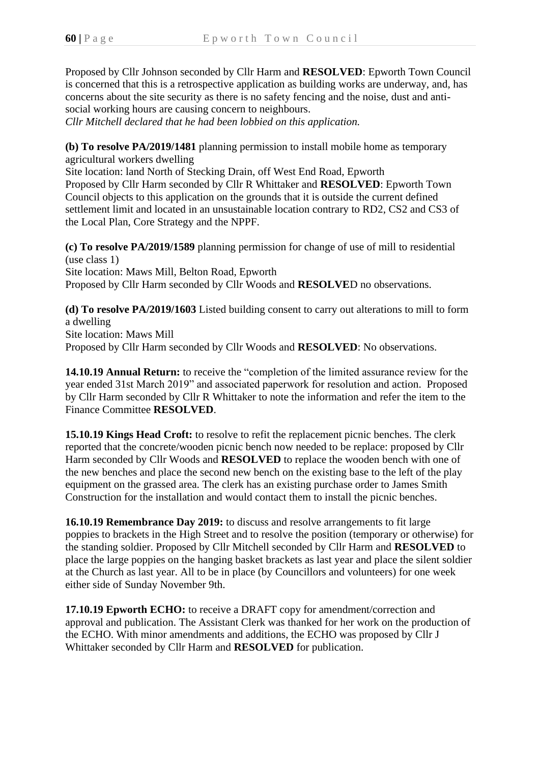Proposed by Cllr Johnson seconded by Cllr Harm and **RESOLVED**: Epworth Town Council is concerned that this is a retrospective application as building works are underway, and, has concerns about the site security as there is no safety fencing and the noise, dust and anti-social working hours are causing concern to neighbours.
*Cllr Mitchell declared that he had been lobbied on this application.*

**(b) To resolve PA/2019/1481** planning permission to install mobile home as temporary agricultural workers dwelling
Site location: land North of Stecking Drain, off West End Road, Epworth
Proposed by Cllr Harm seconded by Cllr R Whittaker and **RESOLVED**: Epworth Town Council objects to this application on the grounds that it is outside the current defined settlement limit and located in an unsustainable location contrary to RD2, CS2 and CS3 of the Local Plan, Core Strategy and the NPPF.

**(c) To resolve PA/2019/1589** planning permission for change of use of mill to residential (use class 1)
Site location: Maws Mill, Belton Road, Epworth
Proposed by Cllr Harm seconded by Cllr Woods and **RESOLVE**D no observations.

**(d) To resolve PA/2019/1603** Listed building consent to carry out alterations to mill to form a dwelling
Site location: Maws Mill
Proposed by Cllr Harm seconded by Cllr Woods and **RESOLVED**: No observations.

**14.10.19 Annual Return:** to receive the "completion of the limited assurance review for the year ended 31st March 2019" and associated paperwork for resolution and action. Proposed by Cllr Harm seconded by Cllr R Whittaker to note the information and refer the item to the Finance Committee **RESOLVED**.

**15.10.19 Kings Head Croft:** to resolve to refit the replacement picnic benches. The clerk reported that the concrete/wooden picnic bench now needed to be replace: proposed by Cllr Harm seconded by Cllr Woods and **RESOLVED** to replace the wooden bench with one of the new benches and place the second new bench on the existing base to the left of the play equipment on the grassed area. The clerk has an existing purchase order to James Smith Construction for the installation and would contact them to install the picnic benches.

**16.10.19 Remembrance Day 2019:** to discuss and resolve arrangements to fit large poppies to brackets in the High Street and to resolve the position (temporary or otherwise) for the standing soldier. Proposed by Cllr Mitchell seconded by Cllr Harm and **RESOLVED** to place the large poppies on the hanging basket brackets as last year and place the silent soldier at the Church as last year. All to be in place (by Councillors and volunteers) for one week either side of Sunday November 9th.

**17.10.19 Epworth ECHO:** to receive a DRAFT copy for amendment/correction and approval and publication. The Assistant Clerk was thanked for her work on the production of the ECHO. With minor amendments and additions, the ECHO was proposed by Cllr J Whittaker seconded by Cllr Harm and **RESOLVED** for publication.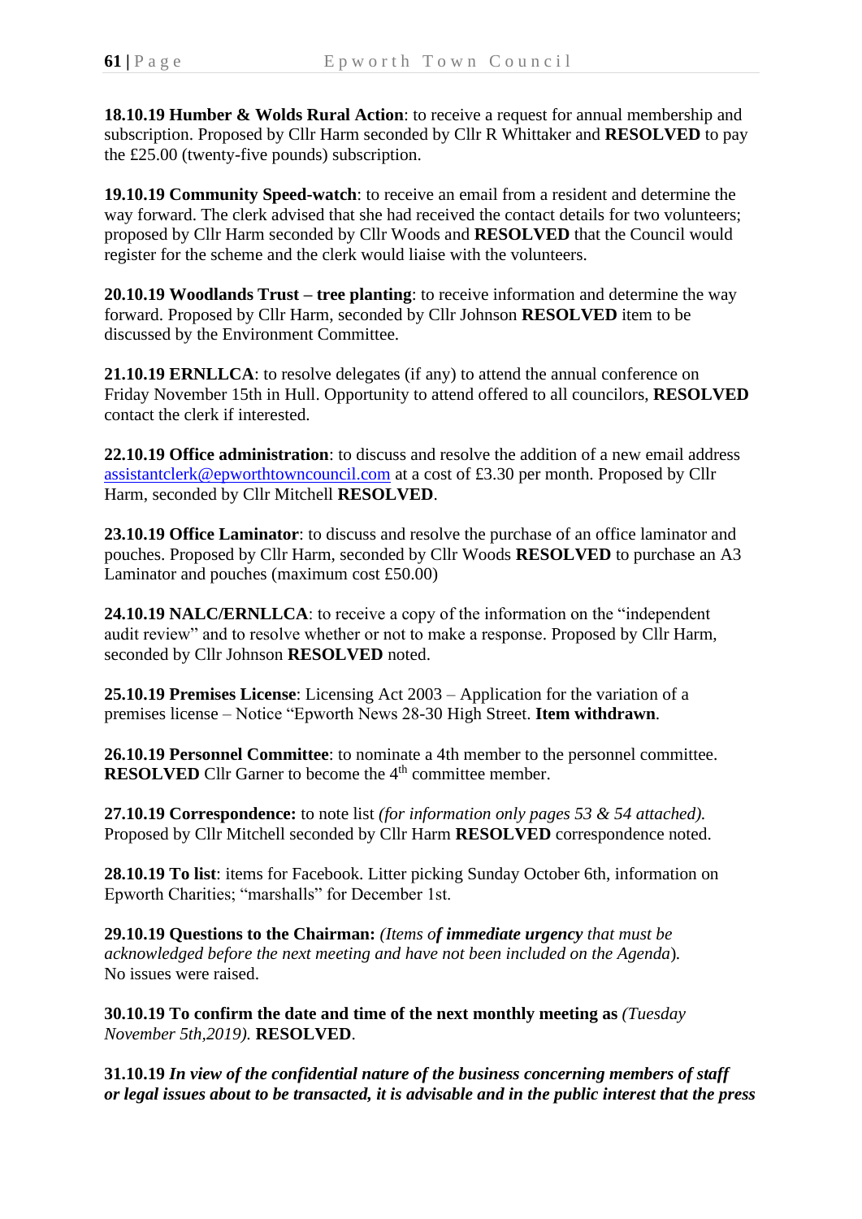**18.10.19 Humber & Wolds Rural Action**: to receive a request for annual membership and subscription. Proposed by Cllr Harm seconded by Cllr R Whittaker and **RESOLVED** to pay the £25.00 (twenty-five pounds) subscription.

**19.10.19 Community Speed-watch**: to receive an email from a resident and determine the way forward. The clerk advised that she had received the contact details for two volunteers; proposed by Cllr Harm seconded by Cllr Woods and **RESOLVED** that the Council would register for the scheme and the clerk would liaise with the volunteers.

**20.10.19 Woodlands Trust – tree planting**: to receive information and determine the way forward. Proposed by Cllr Harm, seconded by Cllr Johnson **RESOLVED** item to be discussed by the Environment Committee.

**21.10.19 ERNLLCA**: to resolve delegates (if any) to attend the annual conference on Friday November 15th in Hull. Opportunity to attend offered to all councilors, **RESOLVED** contact the clerk if interested.

**22.10.19 Office administration**: to discuss and resolve the addition of a new email address assistantclerk@epworthtowncouncil.com at a cost of £3.30 per month. Proposed by Cllr Harm, seconded by Cllr Mitchell **RESOLVED**.

**23.10.19 Office Laminator**: to discuss and resolve the purchase of an office laminator and pouches. Proposed by Cllr Harm, seconded by Cllr Woods **RESOLVED** to purchase an A3 Laminator and pouches (maximum cost £50.00)

**24.10.19 NALC/ERNLLCA**: to receive a copy of the information on the "independent audit review" and to resolve whether or not to make a response. Proposed by Cllr Harm, seconded by Cllr Johnson **RESOLVED** noted.

**25.10.19 Premises License**: Licensing Act 2003 – Application for the variation of a premises license – Notice "Epworth News 28-30 High Street. **Item withdrawn**.

**26.10.19 Personnel Committee**: to nominate a 4th member to the personnel committee. **RESOLVED** Cllr Garner to become the 4th committee member.

**27.10.19 Correspondence:** to note list *(for information only pages 53 & 54 attached).* Proposed by Cllr Mitchell seconded by Cllr Harm **RESOLVED** correspondence noted.

**28.10.19 To list**: items for Facebook. Litter picking Sunday October 6th, information on Epworth Charities; "marshalls" for December 1st.

**29.10.19 Questions to the Chairman:** *(Items o**f immediate urgency** that must be acknowledged before the next meeting and have not been included on the Agenda).* No issues were raised.

**30.10.19 To confirm the date and time of the next monthly meeting as** *(Tuesday November 5th,2019).* **RESOLVED**.

**31.10.19** ***In view of the confidential nature of the business concerning members of staff or legal issues about to be transacted, it is advisable and in the public interest that the press***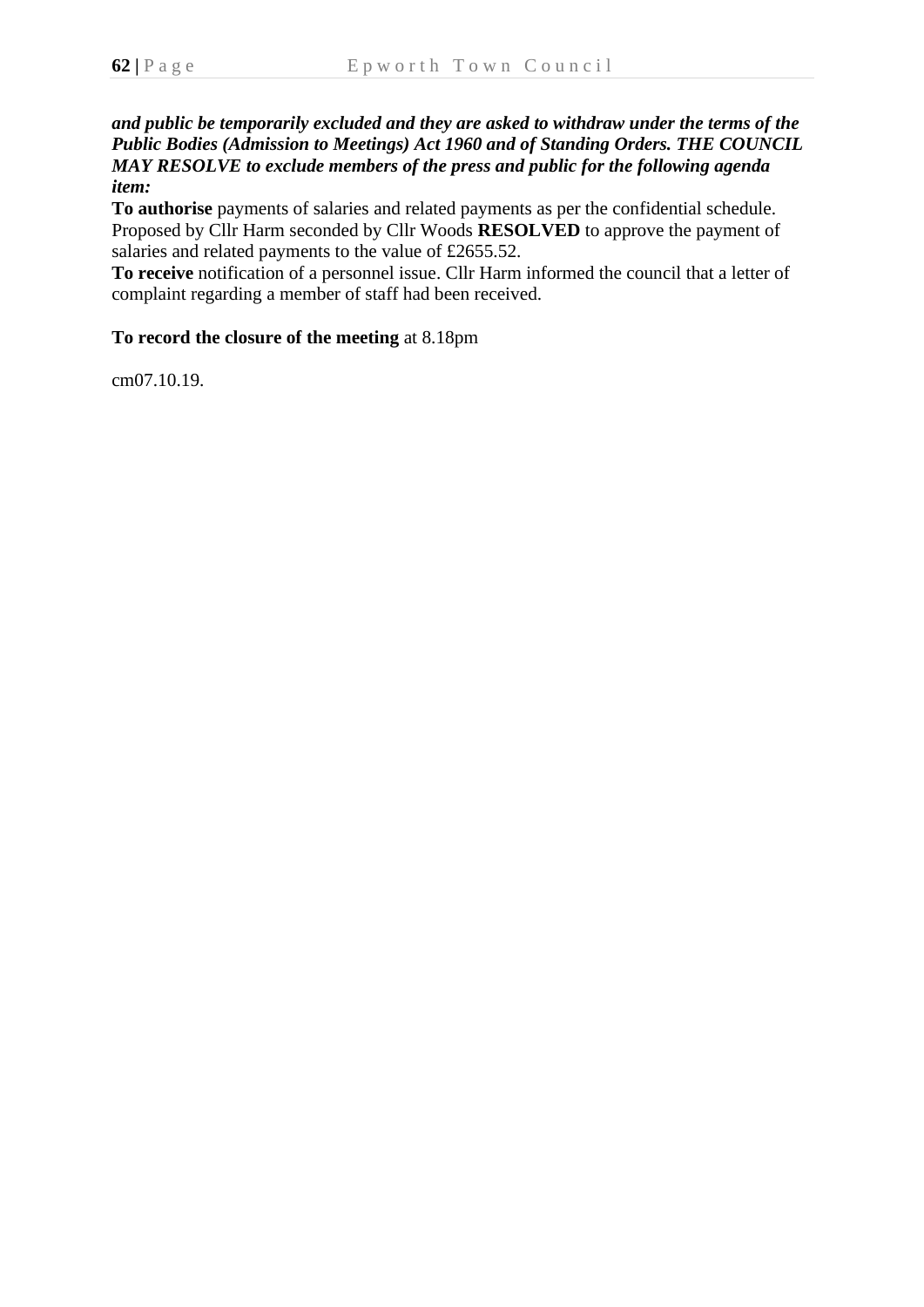***and public be temporarily excluded and they are asked to withdraw under the terms of the Public Bodies (Admission to Meetings) Act 1960 and of Standing Orders. THE COUNCIL MAY RESOLVE to exclude members of the press and public for the following agenda item:***

**To authorise** payments of salaries and related payments as per the confidential schedule. Proposed by Cllr Harm seconded by Cllr Woods **RESOLVED** to approve the payment of salaries and related payments to the value of £2655.52.

**To receive** notification of a personnel issue. Cllr Harm informed the council that a letter of complaint regarding a member of staff had been received.

**To record the closure of the meeting** at 8.18pm

cm07.10.19.